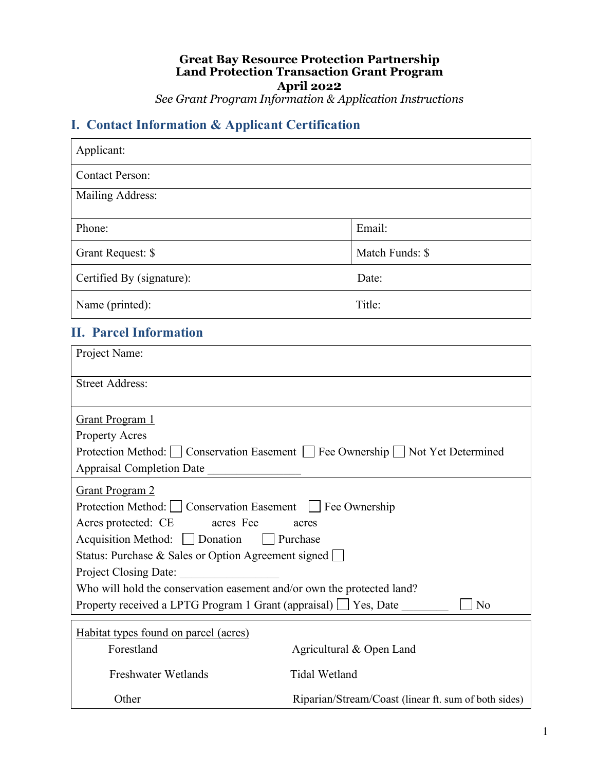**Great Bay Resource Protection Partnership**
**Land Protection Transaction Grant Program**
**April 2022**
*See Grant Program Information & Application Instructions*

## I. Contact Information & Applicant Certification

| Applicant: | |
|---|---|
| Contact Person: | |
| Mailing Address: | |
| Phone: | Email: |
| Grant Request: $ | Match Funds: $ |
| Certified By (signature): | Date: |
| Name (printed): | Title: |

## II. Parcel Information

Project Name:

Street Address:

Grant Program 1
Property Acres
Protection Method: ☐ Conservation Easement ☐ Fee Ownership ☐ Not Yet Determined
Appraisal Completion Date ________________

Grant Program 2
Protection Method: ☐ Conservation Easement ☐ Fee Ownership
Acres protected: CE acres Fee acres
Acquisition Method: ☐ Donation ☐ Purchase
Status: Purchase & Sales or Option Agreement signed ☐
Project Closing Date: ________________
Who will hold the conservation easement and/or own the protected land?
Property received a LPTG Program 1 Grant (appraisal) ☐ Yes, Date ________ ☐ No

Habitat types found on parcel (acres)

| | |
|---|---|
| Forestland | Agricultural & Open Land |
| Freshwater Wetlands | Tidal Wetland |
| Other | Riparian/Stream/Coast (linear ft. sum of both sides) |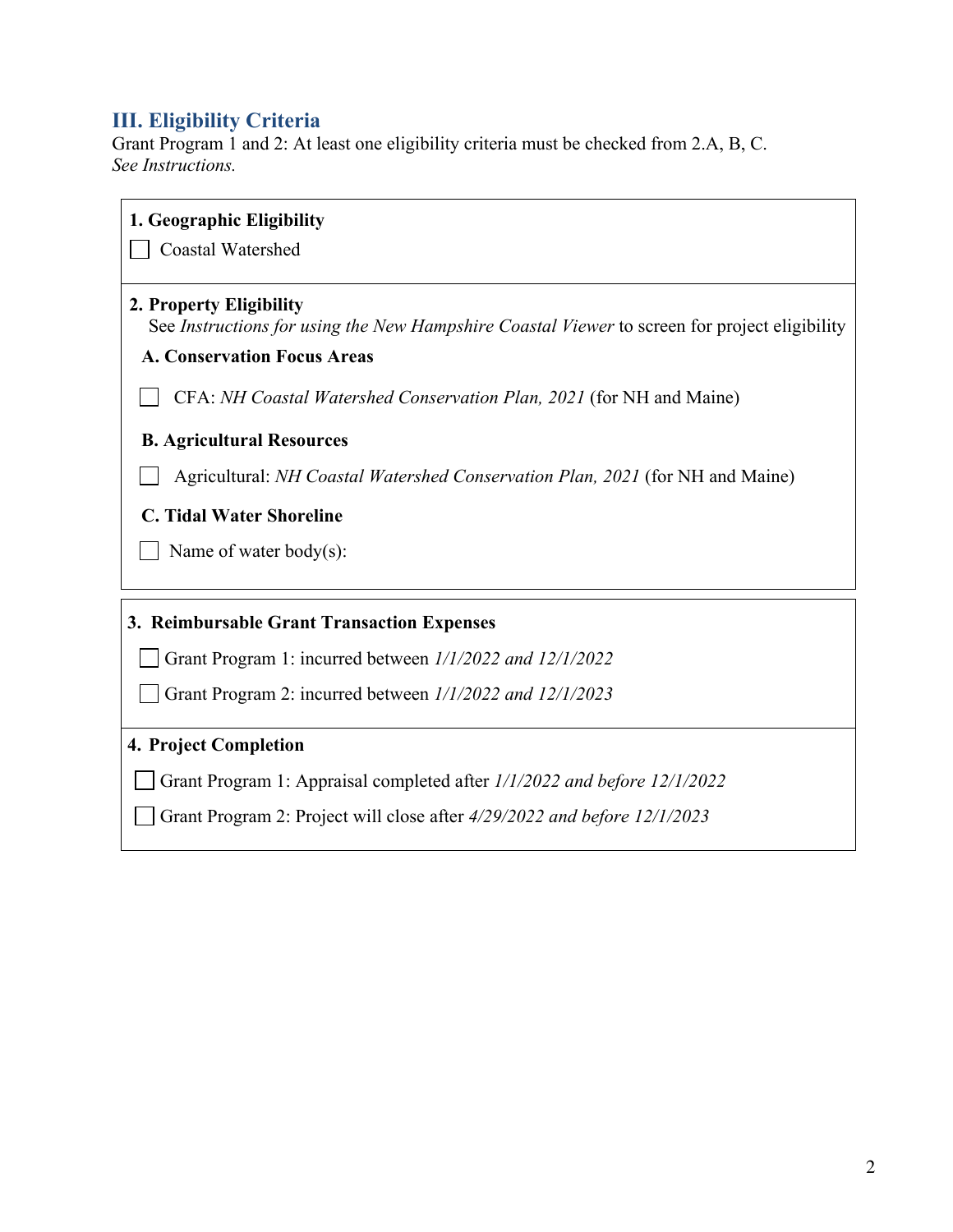## III. Eligibility Criteria

Grant Program 1 and 2: At least one eligibility criteria must be checked from 2.A, B, C.
*See Instructions.*

**1. Geographic Eligibility**

☐ Coastal Watershed

**2. Property Eligibility**

See *Instructions for using the New Hampshire Coastal Viewer* to screen for project eligibility

**A. Conservation Focus Areas**

☐ CFA: *NH Coastal Watershed Conservation Plan, 2021* (for NH and Maine)

**B. Agricultural Resources**

☐ Agricultural: *NH Coastal Watershed Conservation Plan, 2021* (for NH and Maine)

**C. Tidal Water Shoreline**

☐ Name of water body(s):

**3. Reimbursable Grant Transaction Expenses**

☐ Grant Program 1: incurred between *1/1/2022 and 12/1/2022*

☐ Grant Program 2: incurred between *1/1/2022 and 12/1/2023*

**4. Project Completion**

☐ Grant Program 1: Appraisal completed after *1/1/2022 and before 12/1/2022*

☐ Grant Program 2: Project will close after *4/29/2022 and before 12/1/2023*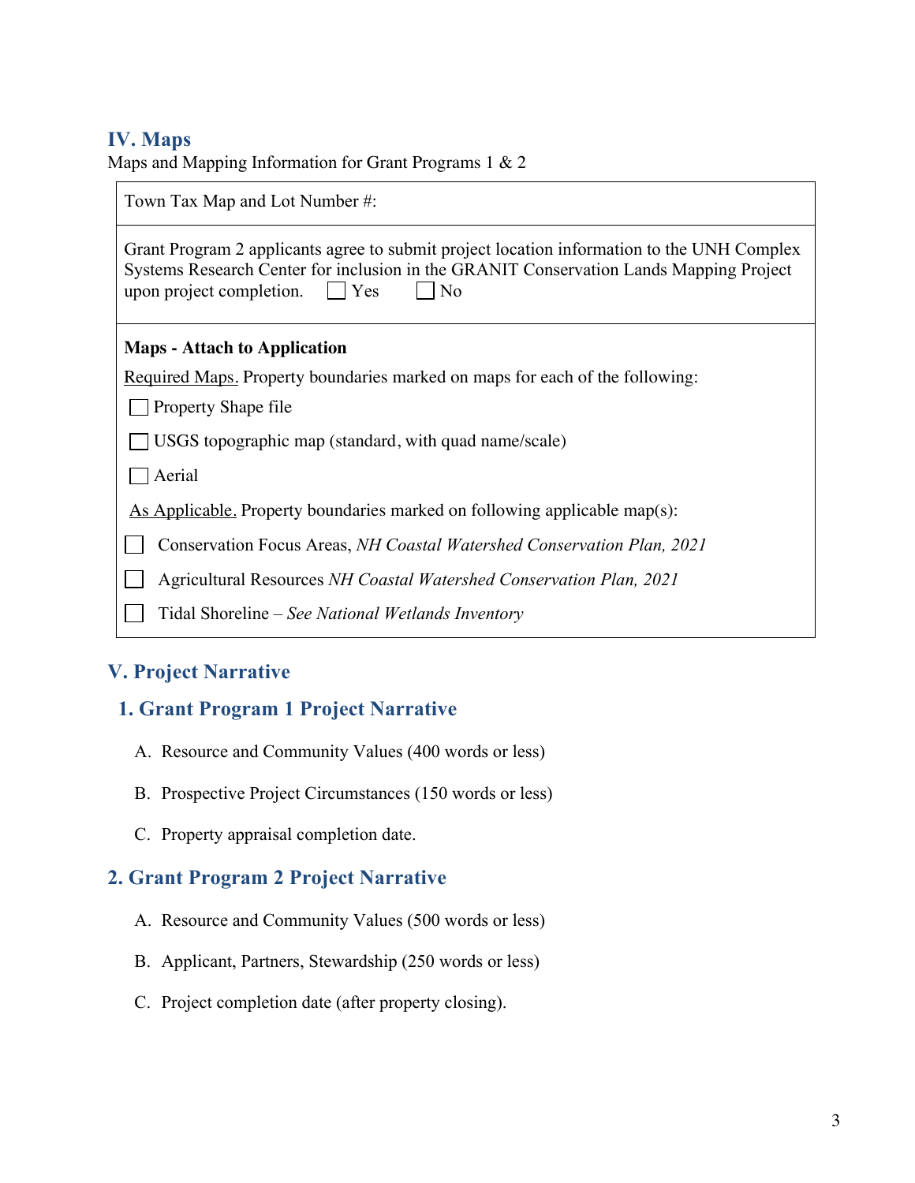## IV. Maps

Maps and Mapping Information for Grant Programs 1 & 2

Town Tax Map and Lot Number #:

Grant Program 2 applicants agree to submit project location information to the UNH Complex Systems Research Center for inclusion in the GRANIT Conservation Lands Mapping Project upon project completion. ☐ Yes ☐ No

**Maps - Attach to Application**

Required Maps. Property boundaries marked on maps for each of the following:

☐ Property Shape file

☐ USGS topographic map (standard, with quad name/scale)

☐ Aerial

As Applicable. Property boundaries marked on following applicable map(s):

☐ Conservation Focus Areas, *NH Coastal Watershed Conservation Plan, 2021*

☐ Agricultural Resources *NH Coastal Watershed Conservation Plan, 2021*

☐ Tidal Shoreline – *See National Wetlands Inventory*

## V. Project Narrative

### 1. Grant Program 1 Project Narrative

A. Resource and Community Values (400 words or less)

B. Prospective Project Circumstances (150 words or less)

C. Property appraisal completion date.

### 2. Grant Program 2 Project Narrative

A. Resource and Community Values (500 words or less)

B. Applicant, Partners, Stewardship (250 words or less)

C. Project completion date (after property closing).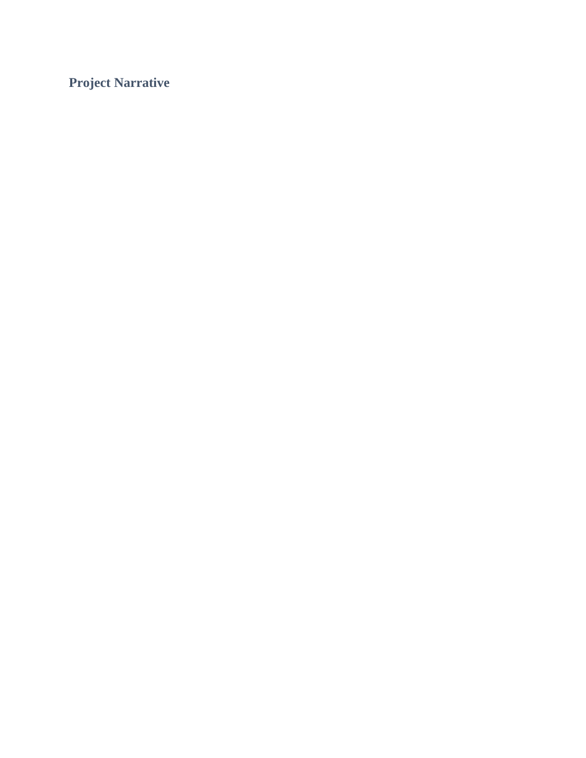## Project Narrative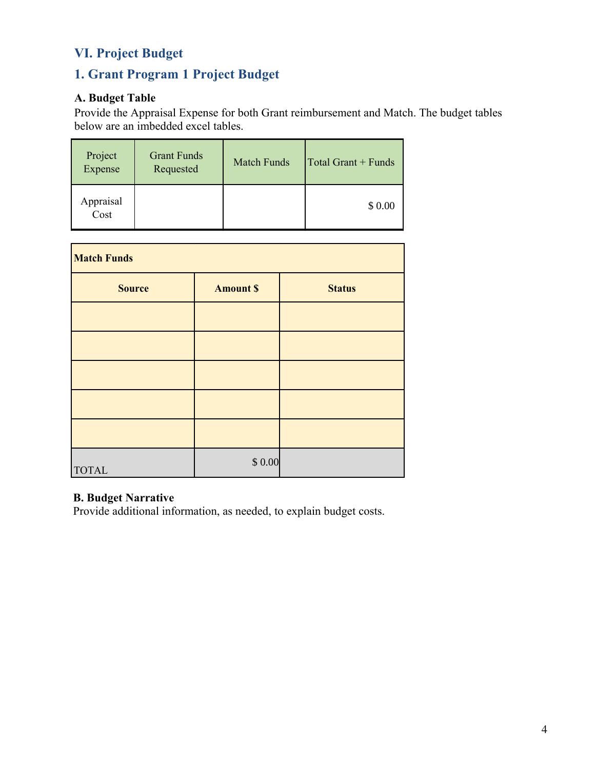## VI. Project Budget

## 1. Grant Program 1 Project Budget

**A. Budget Table**

Provide the Appraisal Expense for both Grant reimbursement and Match. The budget tables below are an imbedded excel tables.

| Project Expense | Grant Funds Requested | Match Funds | Total Grant + Funds |
| --- | --- | --- | --- |
| Appraisal Cost | | | $ 0.00 |

| **Match Funds** | | |
| --- | --- | --- |
| **Source** | **Amount $** | **Status** |
| | | |
| | | |
| | | |
| | | |
| | | |
| TOTAL | $ 0.00 | |

**B. Budget Narrative**

Provide additional information, as needed, to explain budget costs.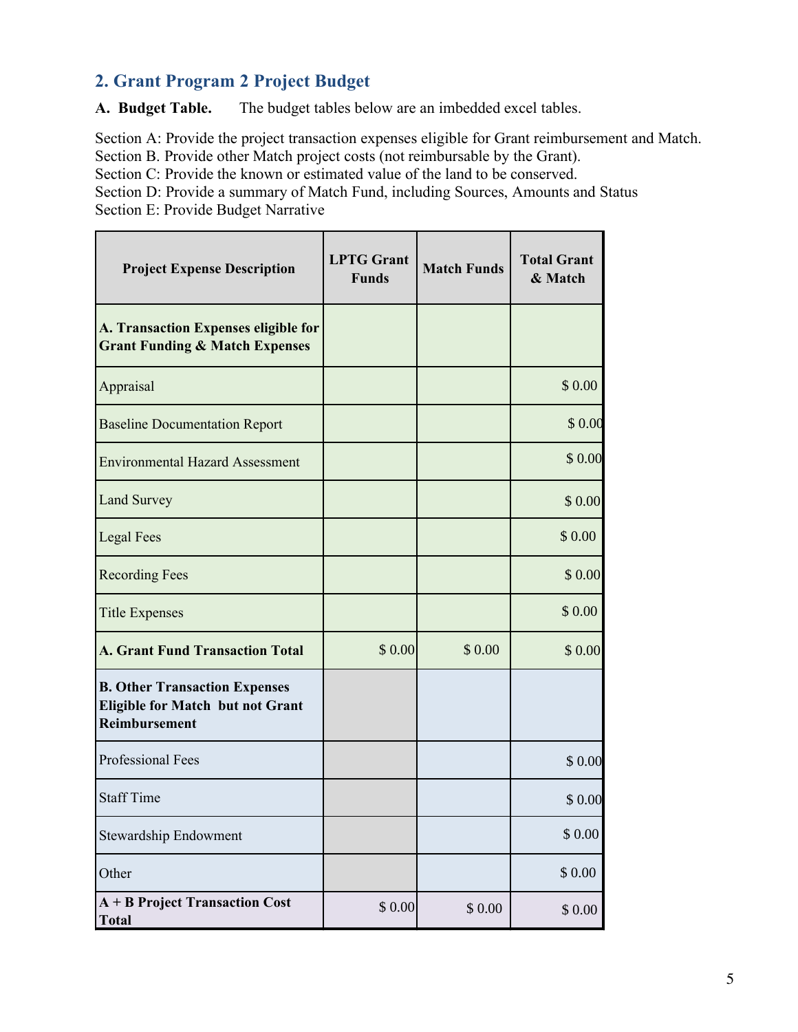## 2. Grant Program 2 Project Budget

**A. Budget Table.** The budget tables below are an imbedded excel tables.

Section A: Provide the project transaction expenses eligible for Grant reimbursement and Match.
Section B. Provide other Match project costs (not reimbursable by the Grant).
Section C: Provide the known or estimated value of the land to be conserved.
Section D: Provide a summary of Match Fund, including Sources, Amounts and Status
Section E: Provide Budget Narrative

| Project Expense Description | LPTG Grant Funds | Match Funds | Total Grant & Match |
|---|---|---|---|
| **A. Transaction Expenses eligible for Grant Funding & Match Expenses** | | | |
| Appraisal | | | $ 0.00 |
| Baseline Documentation Report | | | $ 0.00 |
| Environmental Hazard Assessment | | | $ 0.00 |
| Land Survey | | | $ 0.00 |
| Legal Fees | | | $ 0.00 |
| Recording Fees | | | $ 0.00 |
| Title Expenses | | | $ 0.00 |
| **A. Grant Fund Transaction Total** | $ 0.00 | $ 0.00 | $ 0.00 |
| **B. Other Transaction Expenses Eligible for Match but not Grant Reimbursement** | | | |
| Professional Fees | | | $ 0.00 |
| Staff Time | | | $ 0.00 |
| Stewardship Endowment | | | $ 0.00 |
| Other | | | $ 0.00 |
| **A + B Project Transaction Cost Total** | $ 0.00 | $ 0.00 | $ 0.00 |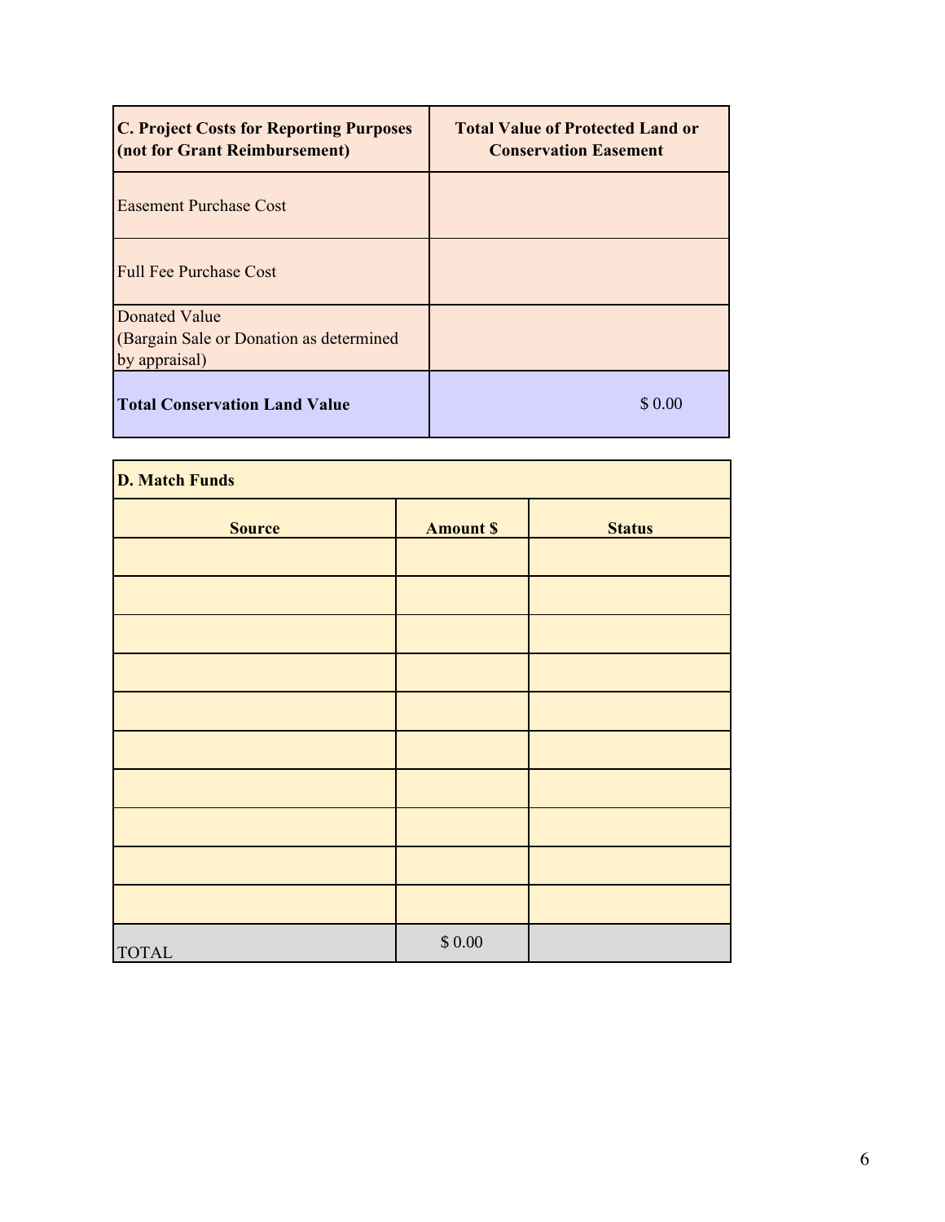| C. Project Costs for Reporting Purposes (not for Grant Reimbursement) | Total Value of Protected Land or Conservation Easement |
|---|---|
| Easement Purchase Cost | |
| Full Fee Purchase Cost | |
| Donated Value (Bargain Sale or Donation as determined by appraisal) | |
| **Total Conservation Land Value** | $ 0.00 |

| D. Match Funds | | |
|---|---|---|
| **Source** | **Amount $** | **Status** |
| | | |
| | | |
| | | |
| | | |
| | | |
| | | |
| | | |
| | | |
| | | |
| | | |
| TOTAL | $ 0.00 | |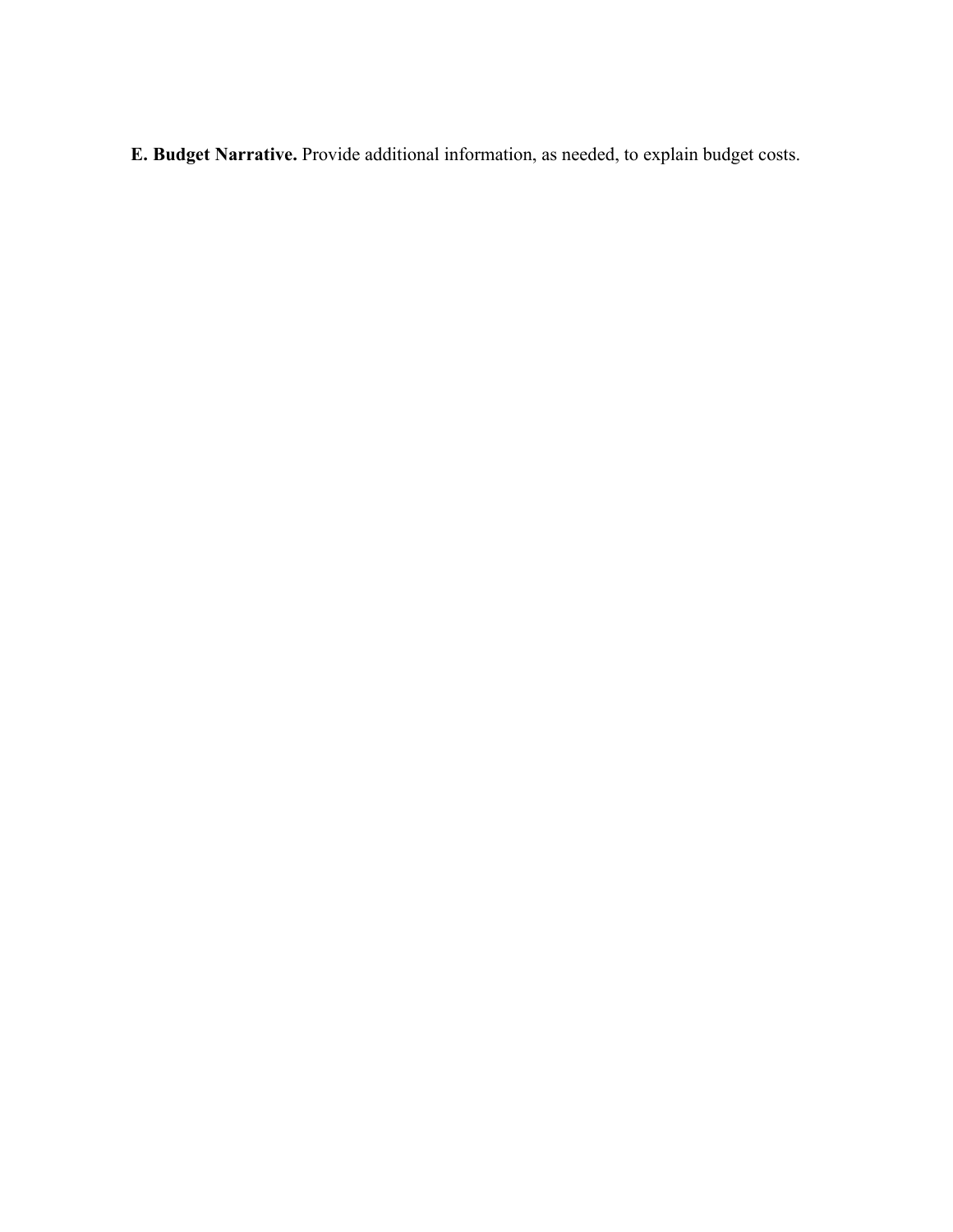**E. Budget Narrative.** Provide additional information, as needed, to explain budget costs.